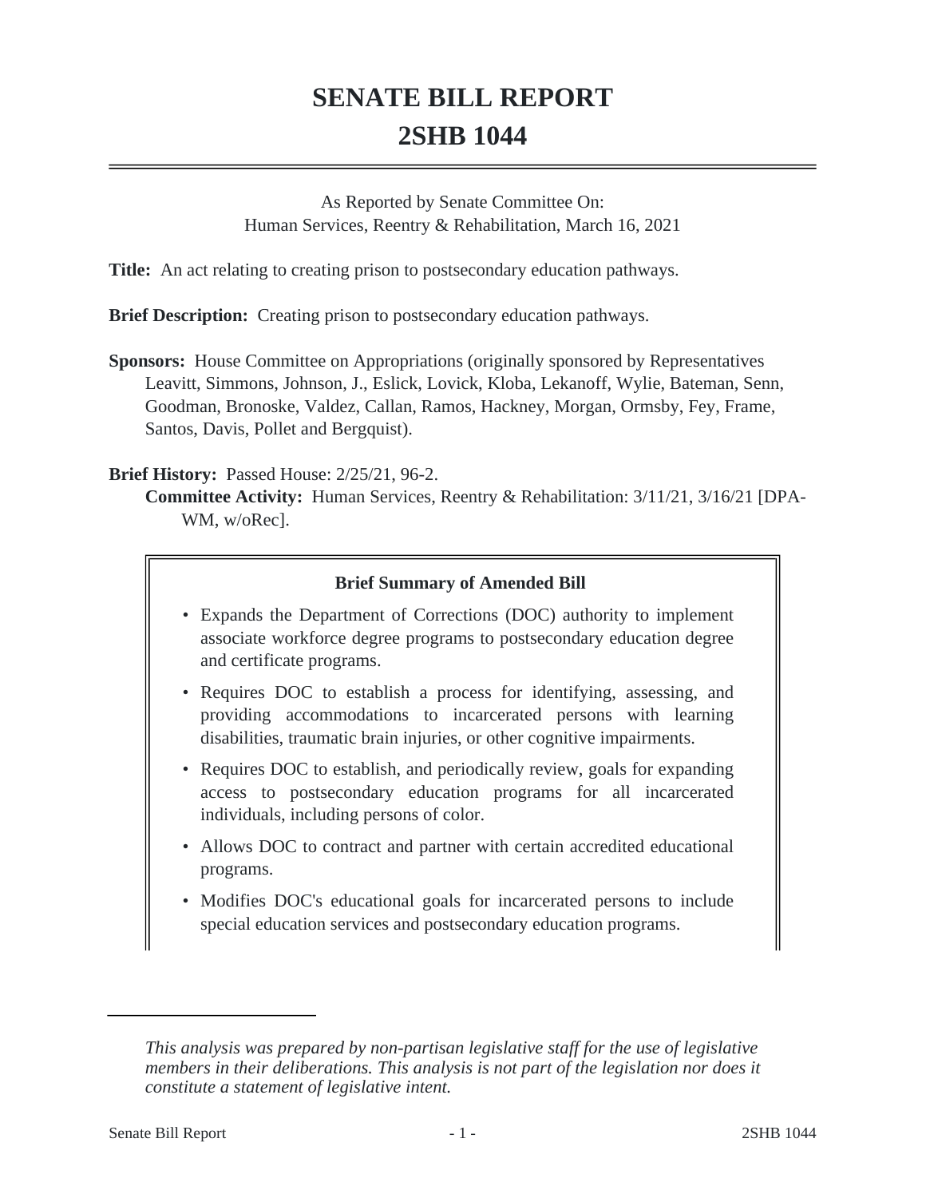# SENATE BILL REPORT
# 2SHB 1044

As Reported by Senate Committee On:
Human Services, Reentry & Rehabilitation, March 16, 2021

**Title:** An act relating to creating prison to postsecondary education pathways.

**Brief Description:** Creating prison to postsecondary education pathways.

**Sponsors:** House Committee on Appropriations (originally sponsored by Representatives Leavitt, Simmons, Johnson, J., Eslick, Lovick, Kloba, Lekanoff, Wylie, Bateman, Senn, Goodman, Bronoske, Valdez, Callan, Ramos, Hackney, Morgan, Ormsby, Fey, Frame, Santos, Davis, Pollet and Bergquist).

**Brief History:** Passed House: 2/25/21, 96-2.
**Committee Activity:** Human Services, Reentry & Rehabilitation: 3/11/21, 3/16/21 [DPA-WM, w/oRec].

**Brief Summary of Amended Bill**

- Expands the Department of Corrections (DOC) authority to implement associate workforce degree programs to postsecondary education degree and certificate programs.
- Requires DOC to establish a process for identifying, assessing, and providing accommodations to incarcerated persons with learning disabilities, traumatic brain injuries, or other cognitive impairments.
- Requires DOC to establish, and periodically review, goals for expanding access to postsecondary education programs for all incarcerated individuals, including persons of color.
- Allows DOC to contract and partner with certain accredited educational programs.
- Modifies DOC's educational goals for incarcerated persons to include special education services and postsecondary education programs.

---

*This analysis was prepared by non-partisan legislative staff for the use of legislative members in their deliberations. This analysis is not part of the legislation nor does it constitute a statement of legislative intent.*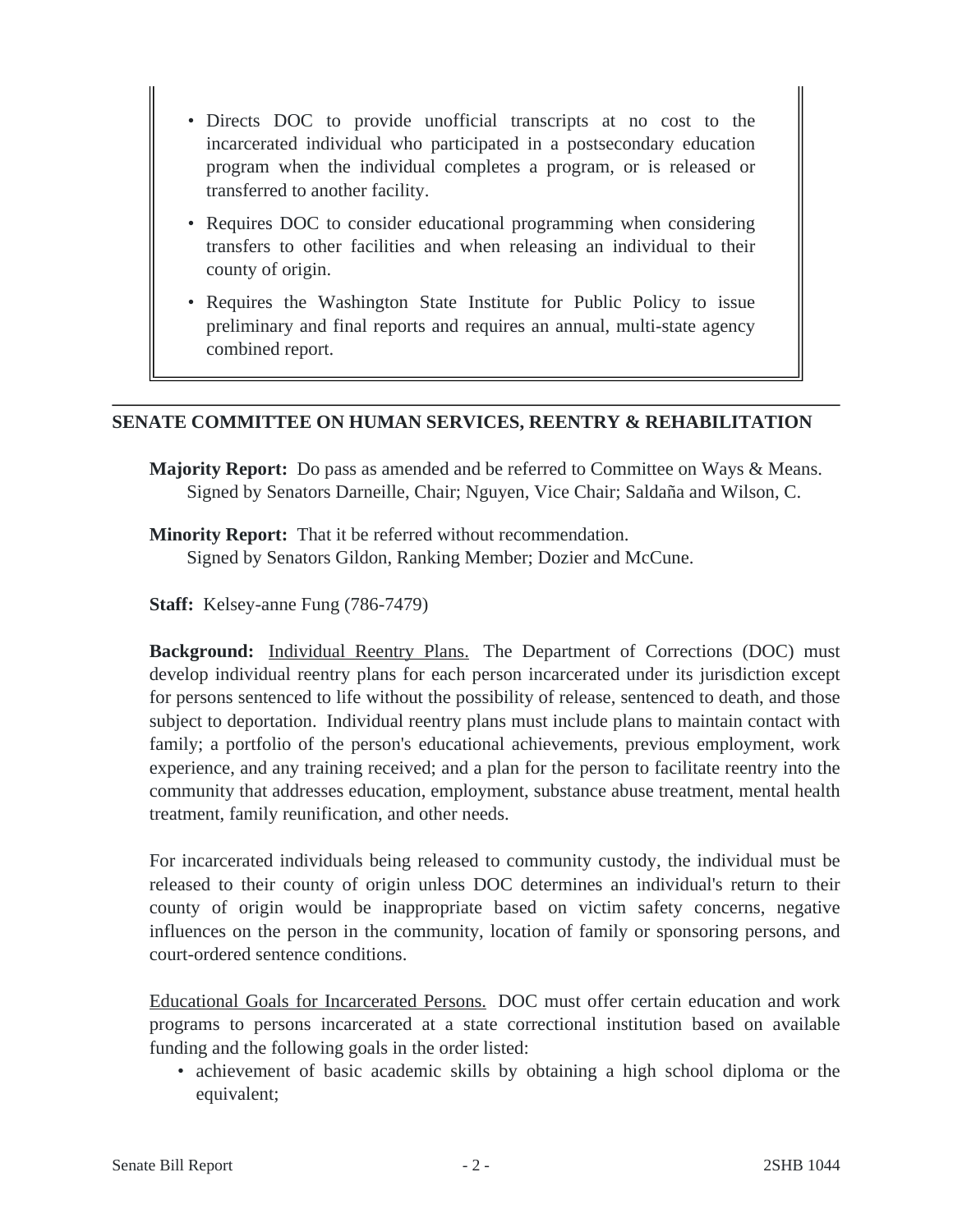- Directs DOC to provide unofficial transcripts at no cost to the incarcerated individual who participated in a postsecondary education program when the individual completes a program, or is released or transferred to another facility.
- Requires DOC to consider educational programming when considering transfers to other facilities and when releasing an individual to their county of origin.
- Requires the Washington State Institute for Public Policy to issue preliminary and final reports and requires an annual, multi-state agency combined report.

---

## SENATE COMMITTEE ON HUMAN SERVICES, REENTRY & REHABILITATION

**Majority Report:** Do pass as amended and be referred to Committee on Ways & Means.
Signed by Senators Darneille, Chair; Nguyen, Vice Chair; Saldaña and Wilson, C.

**Minority Report:** That it be referred without recommendation.
Signed by Senators Gildon, Ranking Member; Dozier and McCune.

**Staff:** Kelsey-anne Fung (786-7479)

**Background:** Individual Reentry Plans. The Department of Corrections (DOC) must develop individual reentry plans for each person incarcerated under its jurisdiction except for persons sentenced to life without the possibility of release, sentenced to death, and those subject to deportation. Individual reentry plans must include plans to maintain contact with family; a portfolio of the person's educational achievements, previous employment, work experience, and any training received; and a plan for the person to facilitate reentry into the community that addresses education, employment, substance abuse treatment, mental health treatment, family reunification, and other needs.

For incarcerated individuals being released to community custody, the individual must be released to their county of origin unless DOC determines an individual's return to their county of origin would be inappropriate based on victim safety concerns, negative influences on the person in the community, location of family or sponsoring persons, and court-ordered sentence conditions.

Educational Goals for Incarcerated Persons. DOC must offer certain education and work programs to persons incarcerated at a state correctional institution based on available funding and the following goals in the order listed:

- achievement of basic academic skills by obtaining a high school diploma or the equivalent;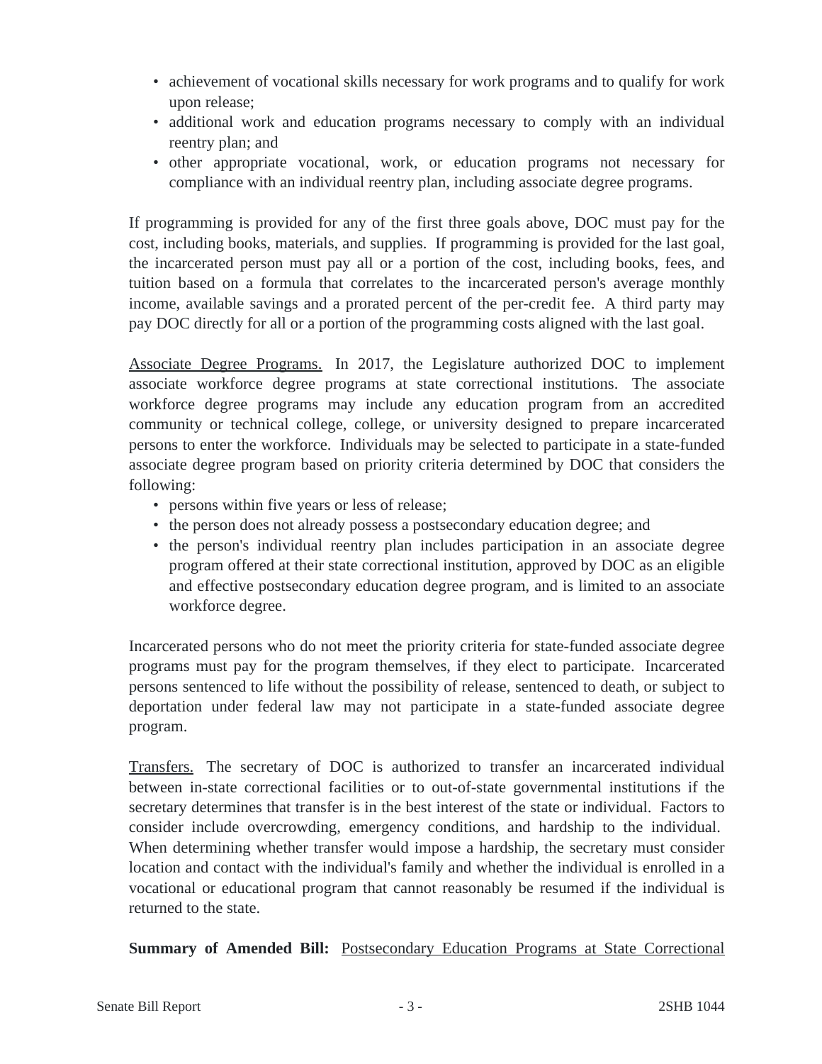- achievement of vocational skills necessary for work programs and to qualify for work upon release;
- additional work and education programs necessary to comply with an individual reentry plan; and
- other appropriate vocational, work, or education programs not necessary for compliance with an individual reentry plan, including associate degree programs.

If programming is provided for any of the first three goals above, DOC must pay for the cost, including books, materials, and supplies. If programming is provided for the last goal, the incarcerated person must pay all or a portion of the cost, including books, fees, and tuition based on a formula that correlates to the incarcerated person's average monthly income, available savings and a prorated percent of the per-credit fee. A third party may pay DOC directly for all or a portion of the programming costs aligned with the last goal.

Associate Degree Programs. In 2017, the Legislature authorized DOC to implement associate workforce degree programs at state correctional institutions. The associate workforce degree programs may include any education program from an accredited community or technical college, college, or university designed to prepare incarcerated persons to enter the workforce. Individuals may be selected to participate in a state-funded associate degree program based on priority criteria determined by DOC that considers the following:

- persons within five years or less of release;
- the person does not already possess a postsecondary education degree; and
- the person's individual reentry plan includes participation in an associate degree program offered at their state correctional institution, approved by DOC as an eligible and effective postsecondary education degree program, and is limited to an associate workforce degree.

Incarcerated persons who do not meet the priority criteria for state-funded associate degree programs must pay for the program themselves, if they elect to participate. Incarcerated persons sentenced to life without the possibility of release, sentenced to death, or subject to deportation under federal law may not participate in a state-funded associate degree program.

Transfers. The secretary of DOC is authorized to transfer an incarcerated individual between in-state correctional facilities or to out-of-state governmental institutions if the secretary determines that transfer is in the best interest of the state or individual. Factors to consider include overcrowding, emergency conditions, and hardship to the individual. When determining whether transfer would impose a hardship, the secretary must consider location and contact with the individual's family and whether the individual is enrolled in a vocational or educational program that cannot reasonably be resumed if the individual is returned to the state.

**Summary of Amended Bill:** Postsecondary Education Programs at State Correctional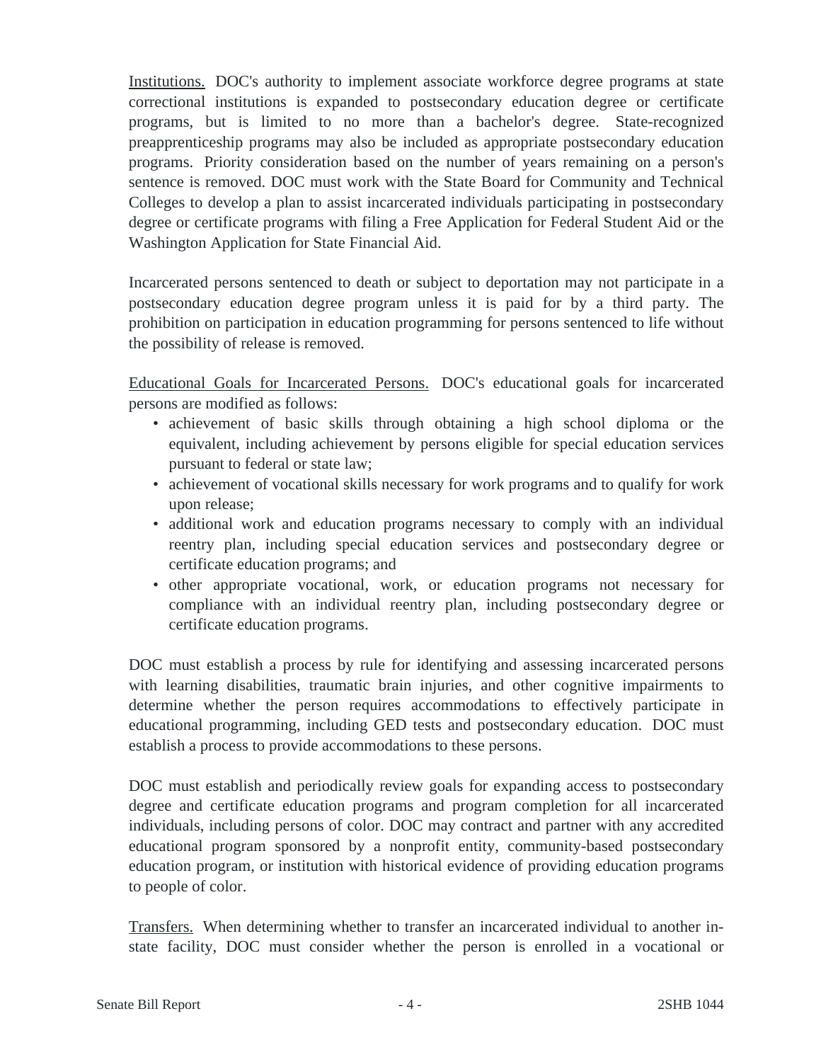Institutions. DOC's authority to implement associate workforce degree programs at state correctional institutions is expanded to postsecondary education degree or certificate programs, but is limited to no more than a bachelor's degree. State-recognized preapprenticeship programs may also be included as appropriate postsecondary education programs. Priority consideration based on the number of years remaining on a person's sentence is removed. DOC must work with the State Board for Community and Technical Colleges to develop a plan to assist incarcerated individuals participating in postsecondary degree or certificate programs with filing a Free Application for Federal Student Aid or the Washington Application for State Financial Aid.

Incarcerated persons sentenced to death or subject to deportation may not participate in a postsecondary education degree program unless it is paid for by a third party. The prohibition on participation in education programming for persons sentenced to life without the possibility of release is removed.

Educational Goals for Incarcerated Persons. DOC's educational goals for incarcerated persons are modified as follows:

- achievement of basic skills through obtaining a high school diploma or the equivalent, including achievement by persons eligible for special education services pursuant to federal or state law;
- achievement of vocational skills necessary for work programs and to qualify for work upon release;
- additional work and education programs necessary to comply with an individual reentry plan, including special education services and postsecondary degree or certificate education programs; and
- other appropriate vocational, work, or education programs not necessary for compliance with an individual reentry plan, including postsecondary degree or certificate education programs.

DOC must establish a process by rule for identifying and assessing incarcerated persons with learning disabilities, traumatic brain injuries, and other cognitive impairments to determine whether the person requires accommodations to effectively participate in educational programming, including GED tests and postsecondary education. DOC must establish a process to provide accommodations to these persons.

DOC must establish and periodically review goals for expanding access to postsecondary degree and certificate education programs and program completion for all incarcerated individuals, including persons of color. DOC may contract and partner with any accredited educational program sponsored by a nonprofit entity, community-based postsecondary education program, or institution with historical evidence of providing education programs to people of color.

Transfers. When determining whether to transfer an incarcerated individual to another in-state facility, DOC must consider whether the person is enrolled in a vocational or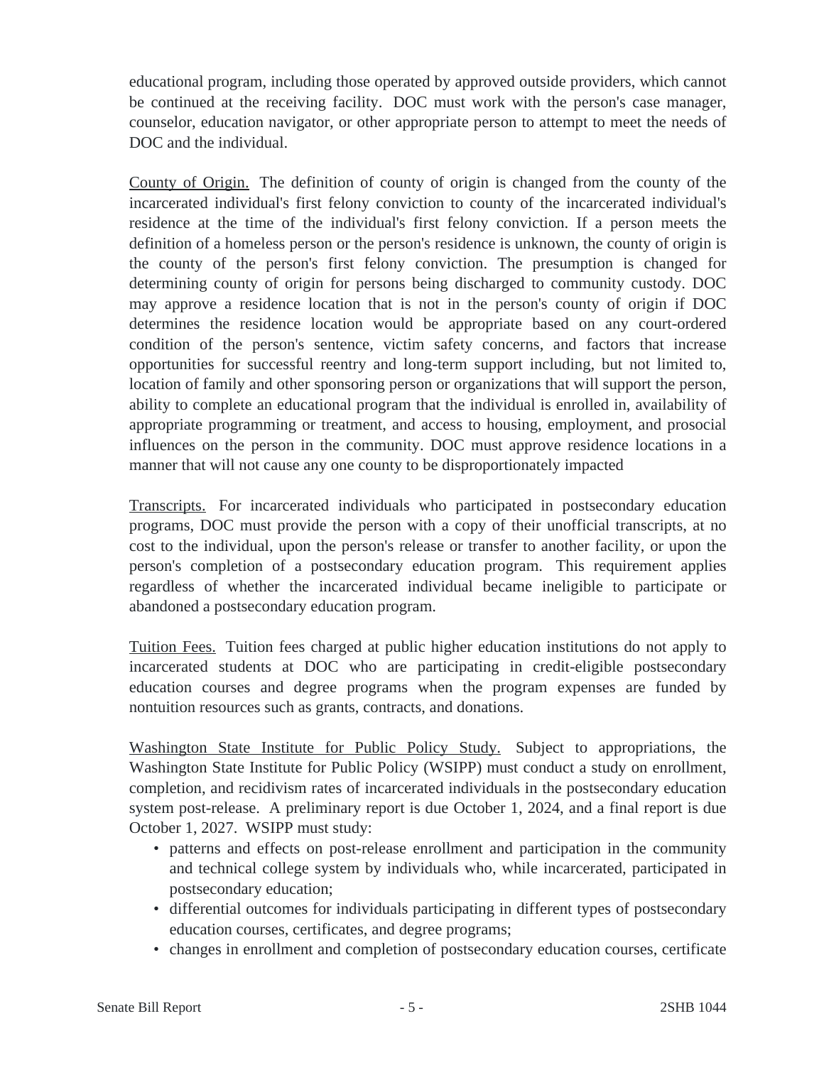educational program, including those operated by approved outside providers, which cannot be continued at the receiving facility. DOC must work with the person's case manager, counselor, education navigator, or other appropriate person to attempt to meet the needs of DOC and the individual.

County of Origin. The definition of county of origin is changed from the county of the incarcerated individual's first felony conviction to county of the incarcerated individual's residence at the time of the individual's first felony conviction. If a person meets the definition of a homeless person or the person's residence is unknown, the county of origin is the county of the person's first felony conviction. The presumption is changed for determining county of origin for persons being discharged to community custody. DOC may approve a residence location that is not in the person's county of origin if DOC determines the residence location would be appropriate based on any court-ordered condition of the person's sentence, victim safety concerns, and factors that increase opportunities for successful reentry and long-term support including, but not limited to, location of family and other sponsoring person or organizations that will support the person, ability to complete an educational program that the individual is enrolled in, availability of appropriate programming or treatment, and access to housing, employment, and prosocial influences on the person in the community. DOC must approve residence locations in a manner that will not cause any one county to be disproportionately impacted

Transcripts. For incarcerated individuals who participated in postsecondary education programs, DOC must provide the person with a copy of their unofficial transcripts, at no cost to the individual, upon the person's release or transfer to another facility, or upon the person's completion of a postsecondary education program. This requirement applies regardless of whether the incarcerated individual became ineligible to participate or abandoned a postsecondary education program.

Tuition Fees. Tuition fees charged at public higher education institutions do not apply to incarcerated students at DOC who are participating in credit-eligible postsecondary education courses and degree programs when the program expenses are funded by nontuition resources such as grants, contracts, and donations.

Washington State Institute for Public Policy Study. Subject to appropriations, the Washington State Institute for Public Policy (WSIPP) must conduct a study on enrollment, completion, and recidivism rates of incarcerated individuals in the postsecondary education system post-release. A preliminary report is due October 1, 2024, and a final report is due October 1, 2027. WSIPP must study:

- patterns and effects on post-release enrollment and participation in the community and technical college system by individuals who, while incarcerated, participated in postsecondary education;
- differential outcomes for individuals participating in different types of postsecondary education courses, certificates, and degree programs;
- changes in enrollment and completion of postsecondary education courses, certificate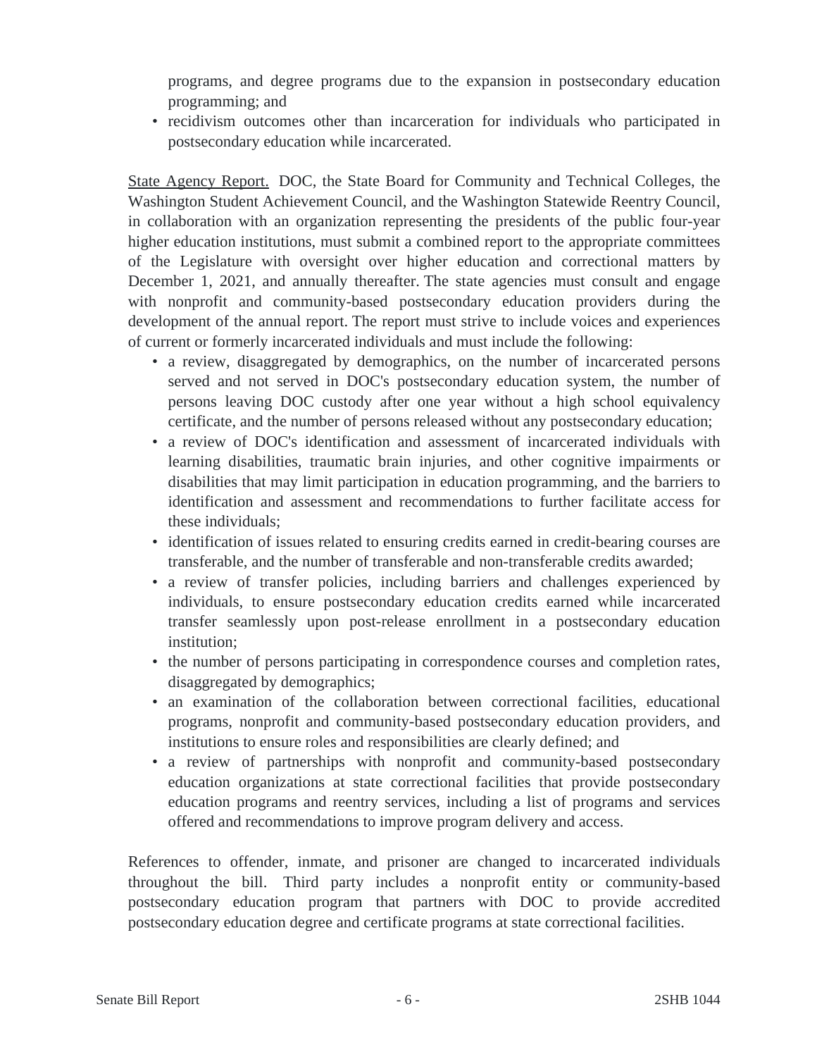programs, and degree programs due to the expansion in postsecondary education programming; and

- recidivism outcomes other than incarceration for individuals who participated in postsecondary education while incarcerated.

State Agency Report. DOC, the State Board for Community and Technical Colleges, the Washington Student Achievement Council, and the Washington Statewide Reentry Council, in collaboration with an organization representing the presidents of the public four-year higher education institutions, must submit a combined report to the appropriate committees of the Legislature with oversight over higher education and correctional matters by December 1, 2021, and annually thereafter. The state agencies must consult and engage with nonprofit and community-based postsecondary education providers during the development of the annual report. The report must strive to include voices and experiences of current or formerly incarcerated individuals and must include the following:

- a review, disaggregated by demographics, on the number of incarcerated persons served and not served in DOC's postsecondary education system, the number of persons leaving DOC custody after one year without a high school equivalency certificate, and the number of persons released without any postsecondary education;
- a review of DOC's identification and assessment of incarcerated individuals with learning disabilities, traumatic brain injuries, and other cognitive impairments or disabilities that may limit participation in education programming, and the barriers to identification and assessment and recommendations to further facilitate access for these individuals;
- identification of issues related to ensuring credits earned in credit-bearing courses are transferable, and the number of transferable and non-transferable credits awarded;
- a review of transfer policies, including barriers and challenges experienced by individuals, to ensure postsecondary education credits earned while incarcerated transfer seamlessly upon post-release enrollment in a postsecondary education institution;
- the number of persons participating in correspondence courses and completion rates, disaggregated by demographics;
- an examination of the collaboration between correctional facilities, educational programs, nonprofit and community-based postsecondary education providers, and institutions to ensure roles and responsibilities are clearly defined; and
- a review of partnerships with nonprofit and community-based postsecondary education organizations at state correctional facilities that provide postsecondary education programs and reentry services, including a list of programs and services offered and recommendations to improve program delivery and access.

References to offender, inmate, and prisoner are changed to incarcerated individuals throughout the bill. Third party includes a nonprofit entity or community-based postsecondary education program that partners with DOC to provide accredited postsecondary education degree and certificate programs at state correctional facilities.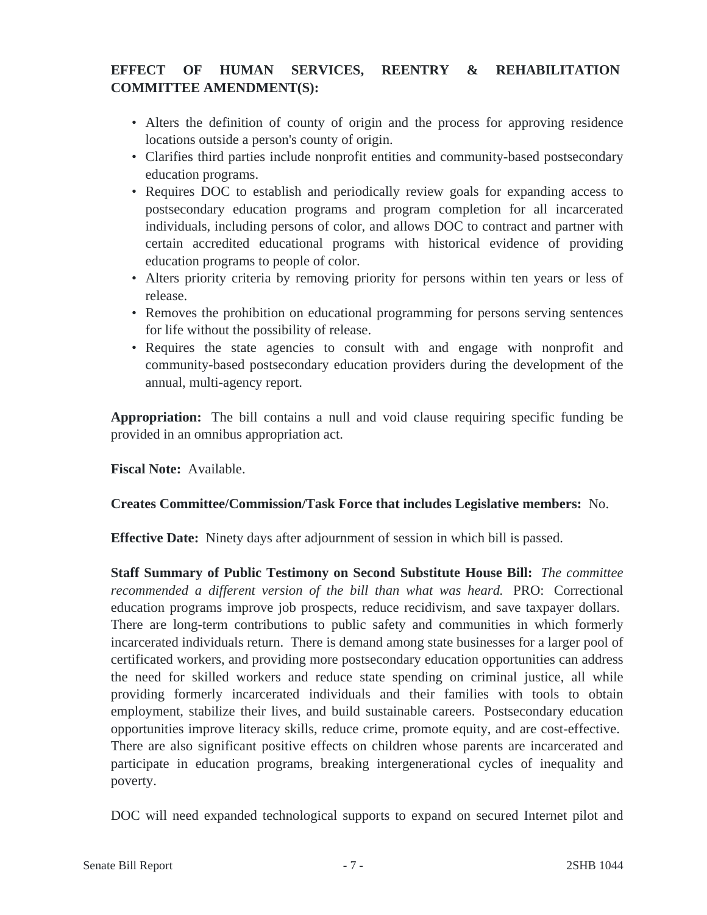**EFFECT OF HUMAN SERVICES, REENTRY & REHABILITATION COMMITTEE AMENDMENT(S):**

- Alters the definition of county of origin and the process for approving residence locations outside a person's county of origin.
- Clarifies third parties include nonprofit entities and community-based postsecondary education programs.
- Requires DOC to establish and periodically review goals for expanding access to postsecondary education programs and program completion for all incarcerated individuals, including persons of color, and allows DOC to contract and partner with certain accredited educational programs with historical evidence of providing education programs to people of color.
- Alters priority criteria by removing priority for persons within ten years or less of release.
- Removes the prohibition on educational programming for persons serving sentences for life without the possibility of release.
- Requires the state agencies to consult with and engage with nonprofit and community-based postsecondary education providers during the development of the annual, multi-agency report.

**Appropriation:** The bill contains a null and void clause requiring specific funding be provided in an omnibus appropriation act.

**Fiscal Note:** Available.

**Creates Committee/Commission/Task Force that includes Legislative members:** No.

**Effective Date:** Ninety days after adjournment of session in which bill is passed.

**Staff Summary of Public Testimony on Second Substitute House Bill:** *The committee recommended a different version of the bill than what was heard.* PRO: Correctional education programs improve job prospects, reduce recidivism, and save taxpayer dollars. There are long-term contributions to public safety and communities in which formerly incarcerated individuals return. There is demand among state businesses for a larger pool of certificated workers, and providing more postsecondary education opportunities can address the need for skilled workers and reduce state spending on criminal justice, all while providing formerly incarcerated individuals and their families with tools to obtain employment, stabilize their lives, and build sustainable careers. Postsecondary education opportunities improve literacy skills, reduce crime, promote equity, and are cost-effective. There are also significant positive effects on children whose parents are incarcerated and participate in education programs, breaking intergenerational cycles of inequality and poverty.

DOC will need expanded technological supports to expand on secured Internet pilot and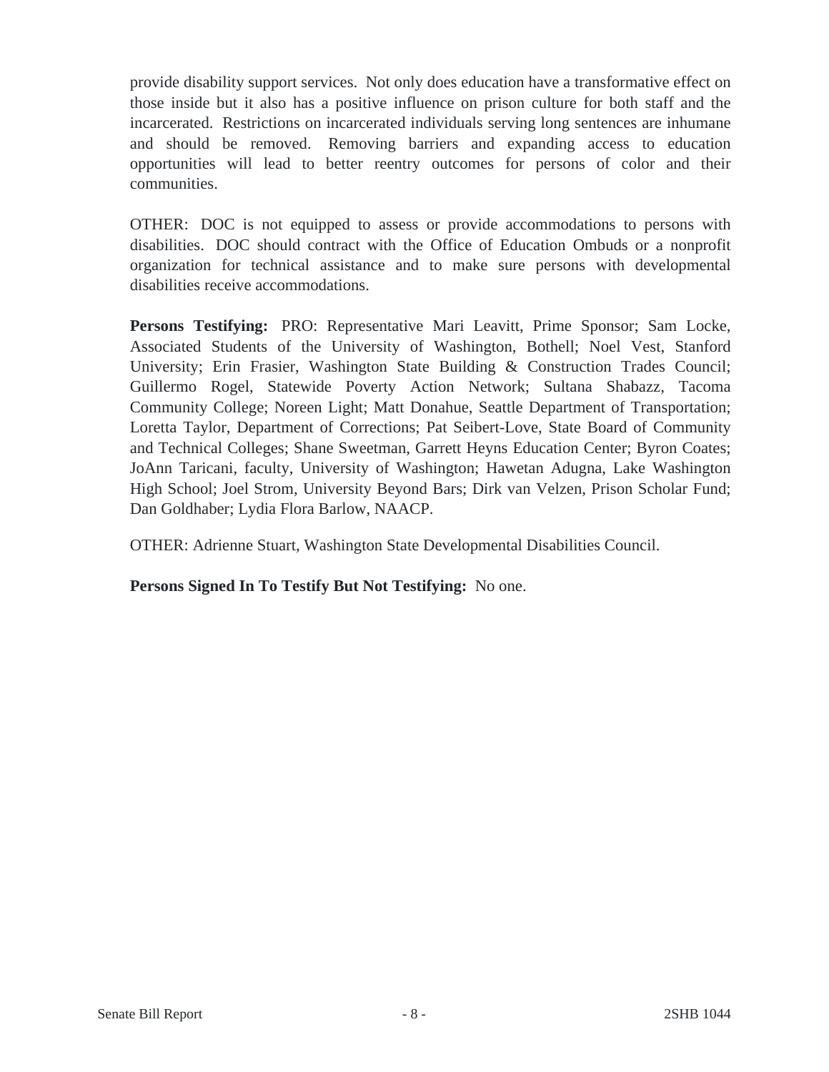provide disability support services. Not only does education have a transformative effect on those inside but it also has a positive influence on prison culture for both staff and the incarcerated. Restrictions on incarcerated individuals serving long sentences are inhumane and should be removed. Removing barriers and expanding access to education opportunities will lead to better reentry outcomes for persons of color and their communities.

OTHER: DOC is not equipped to assess or provide accommodations to persons with disabilities. DOC should contract with the Office of Education Ombuds or a nonprofit organization for technical assistance and to make sure persons with developmental disabilities receive accommodations.

**Persons Testifying:** PRO: Representative Mari Leavitt, Prime Sponsor; Sam Locke, Associated Students of the University of Washington, Bothell; Noel Vest, Stanford University; Erin Frasier, Washington State Building & Construction Trades Council; Guillermo Rogel, Statewide Poverty Action Network; Sultana Shabazz, Tacoma Community College; Noreen Light; Matt Donahue, Seattle Department of Transportation; Loretta Taylor, Department of Corrections; Pat Seibert-Love, State Board of Community and Technical Colleges; Shane Sweetman, Garrett Heyns Education Center; Byron Coates; JoAnn Taricani, faculty, University of Washington; Hawetan Adugna, Lake Washington High School; Joel Strom, University Beyond Bars; Dirk van Velzen, Prison Scholar Fund; Dan Goldhaber; Lydia Flora Barlow, NAACP.

OTHER: Adrienne Stuart, Washington State Developmental Disabilities Council.

**Persons Signed In To Testify But Not Testifying:** No one.